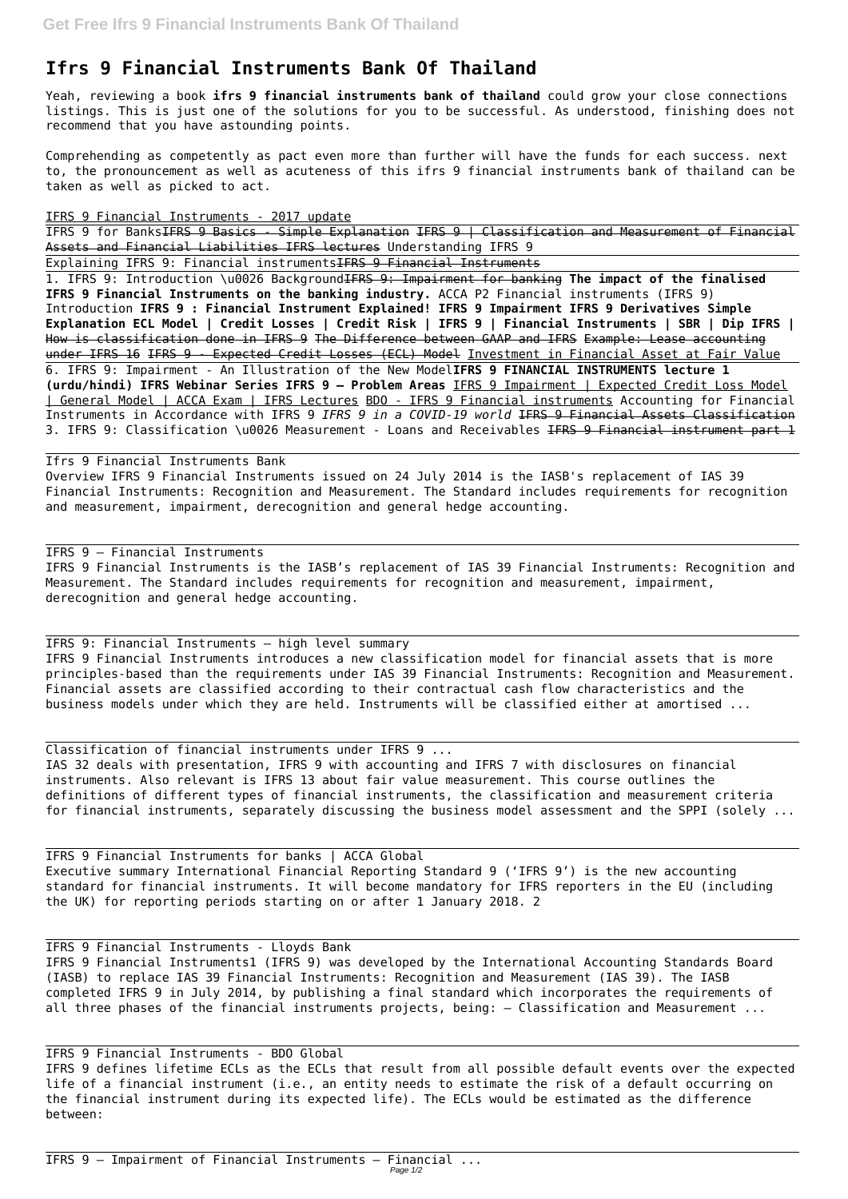# Ifrs 9 Financial Instruments Bank Of Thailand

Yeah, reviewing a book **ifrs 9 financial instruments bank of thailand** could grow your close connections listings. This is just one of the solutions for you to be successful. As understood, finishing does not recommend that you have astounding points.

Comprehending as competently as pact even more than further will have the funds for each success. next to, the pronouncement as well as acuteness of this ifrs 9 financial instruments bank of thailand can be taken as well as picked to act.

IFRS 9 Financial Instruments - 2017 update

IFRS 9 for Banks~~IFRS 9 Basics - Simple Explanation~~ ~~IFRS 9 | Classification and Measurement of Financial Assets and Financial Liabilities IFRS lectures~~ Understanding IFRS 9

Explaining IFRS 9: Financial instruments~~IFRS 9 Financial Instruments~~

1. IFRS 9: Introduction \u0026 Background~~IFRS 9: Impairment for banking~~ **The impact of the finalised IFRS 9 Financial Instruments on the banking industry.** ACCA P2 Financial instruments (IFRS 9) Introduction **IFRS 9 : Financial Instrument Explained! IFRS 9 Impairment IFRS 9 Derivatives Simple Explanation ECL Model | Credit Losses | Credit Risk | IFRS 9 | Financial Instruments | SBR | Dip IFRS |** How is classification done in IFRS 9 The Difference between GAAP and IFRS Example: Lease accounting under IFRS 16 IFRS 9 - Expected Credit Losses (ECL) Model Investment in Financial Asset at Fair Value

6. IFRS 9: Impairment - An Illustration of the New Model**IFRS 9 FINANCIAL INSTRUMENTS lecture 1 (urdu/hindi) IFRS Webinar Series IFRS 9 – Problem Areas** IFRS 9 Impairment | Expected Credit Loss Model | General Model | ACCA Exam | IFRS Lectures BDO - IFRS 9 Financial instruments Accounting for Financial Instruments in Accordance with IFRS 9 *IFRS 9 in a COVID-19 world* ~~IFRS 9 Financial Assets Classification~~ 3. IFRS 9: Classification \u0026 Measurement - Loans and Receivables ~~IFRS 9 Financial instrument part 1~~

Ifrs 9 Financial Instruments Bank

Overview IFRS 9 Financial Instruments issued on 24 July 2014 is the IASB's replacement of IAS 39 Financial Instruments: Recognition and Measurement. The Standard includes requirements for recognition and measurement, impairment, derecognition and general hedge accounting.

IFRS 9 — Financial Instruments

IFRS 9 Financial Instruments is the IASB's replacement of IAS 39 Financial Instruments: Recognition and Measurement. The Standard includes requirements for recognition and measurement, impairment, derecognition and general hedge accounting.

IFRS 9: Financial Instruments – high level summary

IFRS 9 Financial Instruments introduces a new classification model for financial assets that is more principles-based than the requirements under IAS 39 Financial Instruments: Recognition and Measurement. Financial assets are classified according to their contractual cash flow characteristics and the business models under which they are held. Instruments will be classified either at amortised ...

Classification of financial instruments under IFRS 9 ...

IAS 32 deals with presentation, IFRS 9 with accounting and IFRS 7 with disclosures on financial instruments. Also relevant is IFRS 13 about fair value measurement. This course outlines the definitions of different types of financial instruments, the classification and measurement criteria for financial instruments, separately discussing the business model assessment and the SPPI (solely ...

IFRS 9 Financial Instruments for banks | ACCA Global

Executive summary International Financial Reporting Standard 9 ('IFRS 9') is the new accounting standard for financial instruments. It will become mandatory for IFRS reporters in the EU (including the UK) for reporting periods starting on or after 1 January 2018. 2

IFRS 9 Financial Instruments - Lloyds Bank

IFRS 9 Financial Instruments1 (IFRS 9) was developed by the International Accounting Standards Board (IASB) to replace IAS 39 Financial Instruments: Recognition and Measurement (IAS 39). The IASB completed IFRS 9 in July 2014, by publishing a final standard which incorporates the requirements of all three phases of the financial instruments projects, being: – Classification and Measurement ...

IFRS 9 Financial Instruments - BDO Global

IFRS 9 defines lifetime ECLs as the ECLs that result from all possible default events over the expected life of a financial instrument (i.e., an entity needs to estimate the risk of a default occurring on the financial instrument during its expected life). The ECLs would be estimated as the difference between:

IFRS 9 — Impairment of Financial Instruments — Financial ...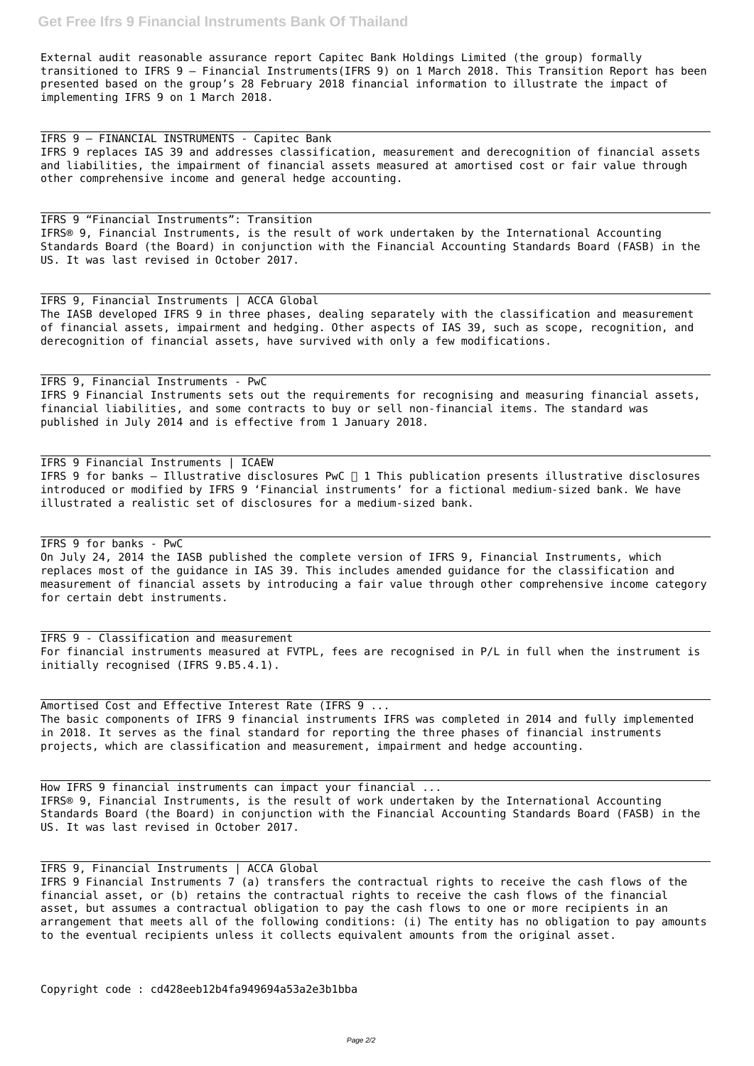External audit reasonable assurance report Capitec Bank Holdings Limited (the group) formally transitioned to IFRS 9 – Financial Instruments(IFRS 9) on 1 March 2018. This Transition Report has been presented based on the group's 28 February 2018 financial information to illustrate the impact of implementing IFRS 9 on 1 March 2018.

IFRS 9 – FINANCIAL INSTRUMENTS - Capitec Bank

IFRS 9 replaces IAS 39 and addresses classification, measurement and derecognition of financial assets and liabilities, the impairment of financial assets measured at amortised cost or fair value through other comprehensive income and general hedge accounting.

IFRS 9 "Financial Instruments": Transition

IFRS® 9, Financial Instruments, is the result of work undertaken by the International Accounting Standards Board (the Board) in conjunction with the Financial Accounting Standards Board (FASB) in the US. It was last revised in October 2017.

IFRS 9, Financial Instruments | ACCA Global

The IASB developed IFRS 9 in three phases, dealing separately with the classification and measurement of financial assets, impairment and hedging. Other aspects of IAS 39, such as scope, recognition, and derecognition of financial assets, have survived with only a few modifications.

IFRS 9, Financial Instruments - PwC

IFRS 9 Financial Instruments sets out the requirements for recognising and measuring financial assets, financial liabilities, and some contracts to buy or sell non-financial items. The standard was published in July 2014 and is effective from 1 January 2018.

IFRS 9 Financial Instruments | ICAEW

IFRS 9 for banks – Illustrative disclosures PwC  1 This publication presents illustrative disclosures introduced or modified by IFRS 9 'Financial instruments' for a fictional medium-sized bank. We have illustrated a realistic set of disclosures for a medium-sized bank.

IFRS 9 for banks - PwC

On July 24, 2014 the IASB published the complete version of IFRS 9, Financial Instruments, which replaces most of the guidance in IAS 39. This includes amended guidance for the classification and measurement of financial assets by introducing a fair value through other comprehensive income category for certain debt instruments.

IFRS 9 - Classification and measurement

For financial instruments measured at FVTPL, fees are recognised in P/L in full when the instrument is initially recognised (IFRS 9.B5.4.1).

Amortised Cost and Effective Interest Rate (IFRS 9 ...

The basic components of IFRS 9 financial instruments IFRS was completed in 2014 and fully implemented in 2018. It serves as the final standard for reporting the three phases of financial instruments projects, which are classification and measurement, impairment and hedge accounting.

How IFRS 9 financial instruments can impact your financial ...

IFRS® 9, Financial Instruments, is the result of work undertaken by the International Accounting Standards Board (the Board) in conjunction with the Financial Accounting Standards Board (FASB) in the US. It was last revised in October 2017.

IFRS 9, Financial Instruments | ACCA Global

IFRS 9 Financial Instruments 7 (a) transfers the contractual rights to receive the cash flows of the financial asset, or (b) retains the contractual rights to receive the cash flows of the financial asset, but assumes a contractual obligation to pay the cash flows to one or more recipients in an arrangement that meets all of the following conditions: (i) The entity has no obligation to pay amounts to the eventual recipients unless it collects equivalent amounts from the original asset.

Copyright code : cd428eeb12b4fa949694a53a2e3b1bba